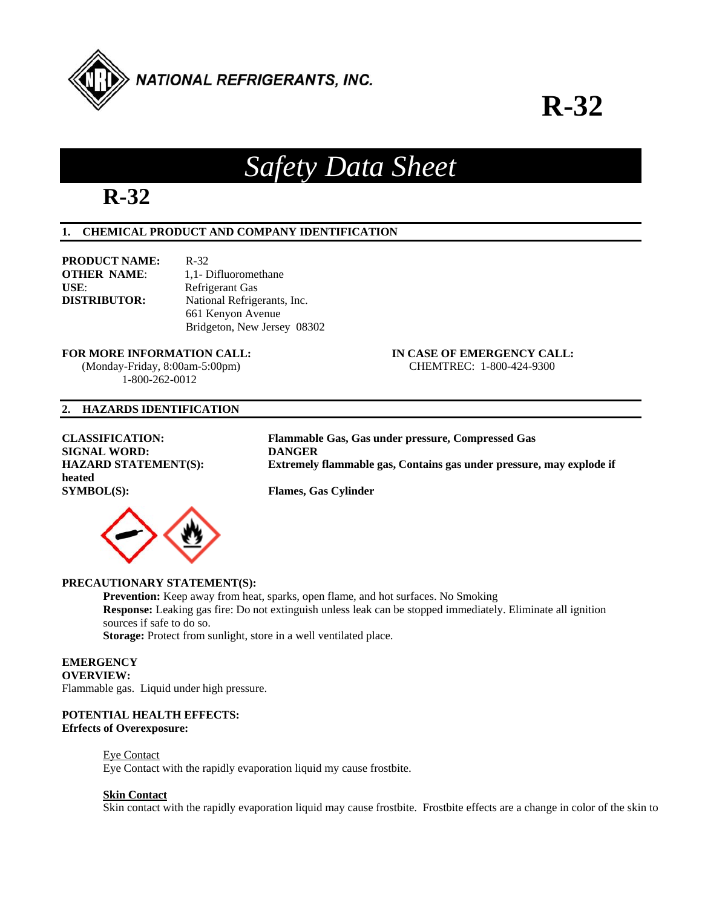NATIONAL REFRIGERANTS, INC.

# R-32

# *Safety Data Sheet*

## R-32

### 1. CHEMICAL PRODUCT AND COMPANY IDENTIFICATION

**PRODUCT NAME:** R-32
**OTHER NAME**: 1,1- Difluoromethane
**USE**: Refrigerant Gas
**DISTRIBUTOR:** National Refrigerants, Inc.
661 Kenyon Avenue
Bridgeton, New Jersey 08302

**FOR MORE INFORMATION CALL:**
(Monday-Friday, 8:00am-5:00pm)
1-800-262-0012

**IN CASE OF EMERGENCY CALL:**
CHEMTREC: 1-800-424-9300

### 2. HAZARDS IDENTIFICATION

**CLASSIFICATION:** **Flammable Gas, Gas under pressure, Compressed Gas**
**SIGNAL WORD:** **DANGER**
**HAZARD STATEMENT(S):** **Extremely flammable gas, Contains gas under pressure, may explode if heated**
**SYMBOL(S):** **Flames, Gas Cylinder**

**PRECAUTIONARY STATEMENT(S):**

**Prevention:** Keep away from heat, sparks, open flame, and hot surfaces. No Smoking
**Response:** Leaking gas fire: Do not extinguish unless leak can be stopped immediately. Eliminate all ignition sources if safe to do so.
**Storage:** Protect from sunlight, store in a well ventilated place.

**EMERGENCY OVERVIEW:**
Flammable gas. Liquid under high pressure.

**POTENTIAL HEALTH EFFECTS:**
**Efrfects of Overexposure:**

Eye Contact
Eye Contact with the rapidly evaporation liquid my cause frostbite.

**Skin Contact**
Skin contact with the rapidly evaporation liquid may cause frostbite. Frostbite effects are a change in color of the skin to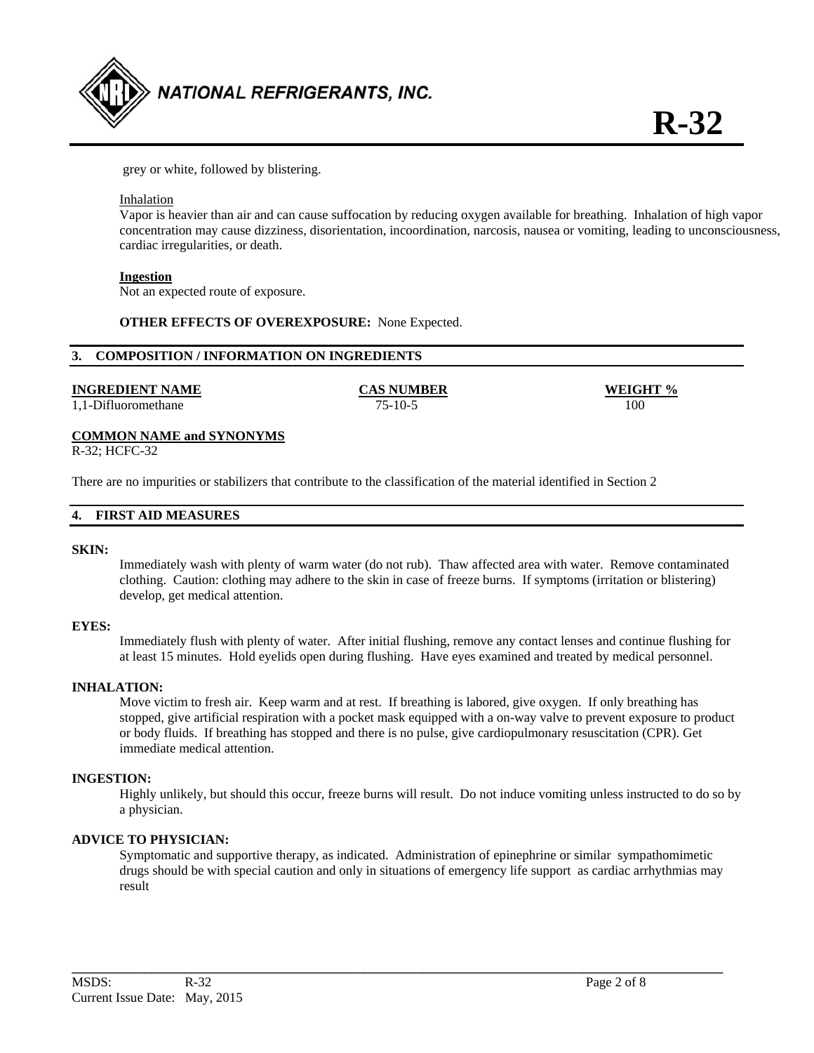grey or white, followed by blistering.

Inhalation
Vapor is heavier than air and can cause suffocation by reducing oxygen available for breathing. Inhalation of high vapor concentration may cause dizziness, disorientation, incoordination, narcosis, nausea or vomiting, leading to unconsciousness, cardiac irregularities, or death.

**Ingestion**
Not an expected route of exposure.

**OTHER EFFECTS OF OVEREXPOSURE:** None Expected.

## 3. COMPOSITION / INFORMATION ON INGREDIENTS

| INGREDIENT NAME | CAS NUMBER | WEIGHT % |
|---|---|---|
| 1,1-Difluoromethane | 75-10-5 | 100 |

**COMMON NAME and SYNONYMS**
R-32; HCFC-32

There are no impurities or stabilizers that contribute to the classification of the material identified in Section 2

## 4. FIRST AID MEASURES

**SKIN:**
Immediately wash with plenty of warm water (do not rub). Thaw affected area with water. Remove contaminated clothing. Caution: clothing may adhere to the skin in case of freeze burns. If symptoms (irritation or blistering) develop, get medical attention.

**EYES:**
Immediately flush with plenty of water. After initial flushing, remove any contact lenses and continue flushing for at least 15 minutes. Hold eyelids open during flushing. Have eyes examined and treated by medical personnel.

**INHALATION:**
Move victim to fresh air. Keep warm and at rest. If breathing is labored, give oxygen. If only breathing has stopped, give artificial respiration with a pocket mask equipped with a on-way valve to prevent exposure to product or body fluids. If breathing has stopped and there is no pulse, give cardiopulmonary resuscitation (CPR). Get immediate medical attention.

**INGESTION:**
Highly unlikely, but should this occur, freeze burns will result. Do not induce vomiting unless instructed to do so by a physician.

**ADVICE TO PHYSICIAN:**
Symptomatic and supportive therapy, as indicated. Administration of epinephrine or similar sympathomimetic drugs should be with special caution and only in situations of emergency life support as cardiac arrhythmias may result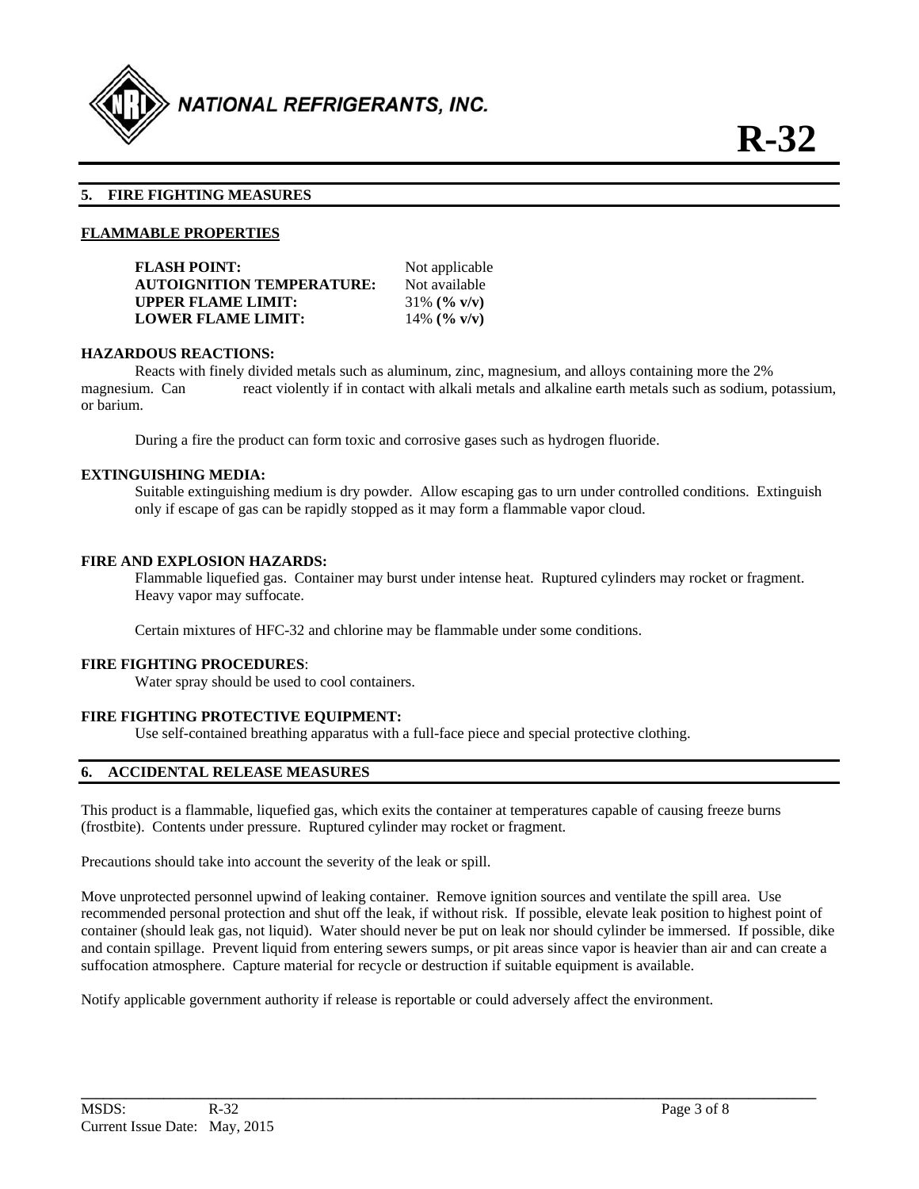## 5. FIRE FIGHTING MEASURES

### FLAMMABLE PROPERTIES

**FLASH POINT:** Not applicable
**AUTOIGNITION TEMPERATURE:** Not available
**UPPER FLAME LIMIT:** 31% **(% v/v)**
**LOWER FLAME LIMIT:** 14% **(% v/v)**

**HAZARDOUS REACTIONS:**

Reacts with finely divided metals such as aluminum, zinc, magnesium, and alloys containing more the 2% magnesium. Can react violently if in contact with alkali metals and alkaline earth metals such as sodium, potassium, or barium.

During a fire the product can form toxic and corrosive gases such as hydrogen fluoride.

**EXTINGUISHING MEDIA:**

Suitable extinguishing medium is dry powder. Allow escaping gas to urn under controlled conditions. Extinguish only if escape of gas can be rapidly stopped as it may form a flammable vapor cloud.

**FIRE AND EXPLOSION HAZARDS:**

Flammable liquefied gas. Container may burst under intense heat. Ruptured cylinders may rocket or fragment. Heavy vapor may suffocate.

Certain mixtures of HFC-32 and chlorine may be flammable under some conditions.

**FIRE FIGHTING PROCEDURES**:

Water spray should be used to cool containers.

**FIRE FIGHTING PROTECTIVE EQUIPMENT:**

Use self-contained breathing apparatus with a full-face piece and special protective clothing.

## 6. ACCIDENTAL RELEASE MEASURES

This product is a flammable, liquefied gas, which exits the container at temperatures capable of causing freeze burns (frostbite). Contents under pressure. Ruptured cylinder may rocket or fragment.

Precautions should take into account the severity of the leak or spill.

Move unprotected personnel upwind of leaking container. Remove ignition sources and ventilate the spill area. Use recommended personal protection and shut off the leak, if without risk. If possible, elevate leak position to highest point of container (should leak gas, not liquid). Water should never be put on leak nor should cylinder be immersed. If possible, dike and contain spillage. Prevent liquid from entering sewers sumps, or pit areas since vapor is heavier than air and can create a suffocation atmosphere. Capture material for recycle or destruction if suitable equipment is available.

Notify applicable government authority if release is reportable or could adversely affect the environment.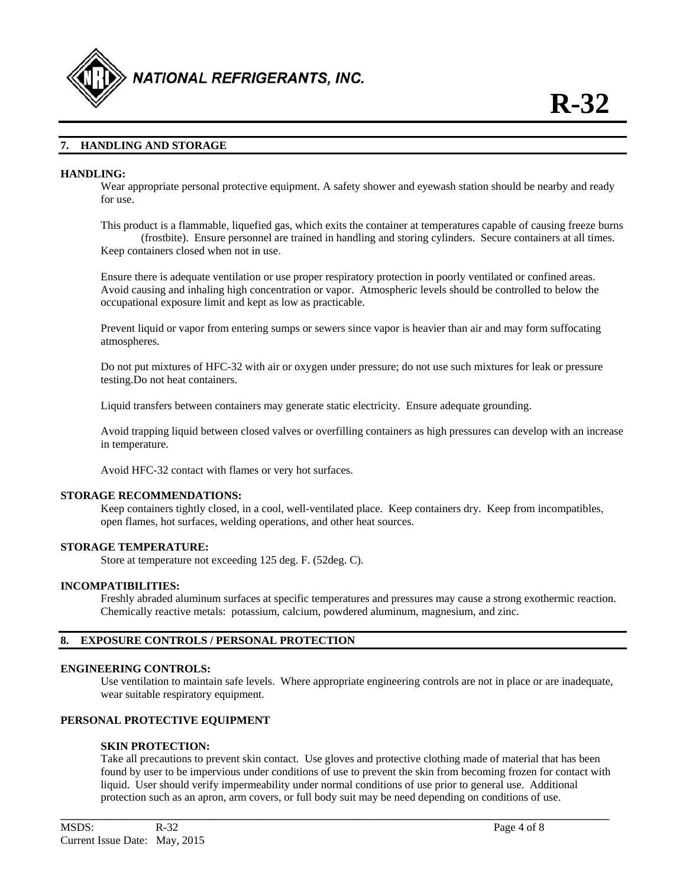## 7. HANDLING AND STORAGE

**HANDLING:**

Wear appropriate personal protective equipment. A safety shower and eyewash station should be nearby and ready for use.

This product is a flammable, liquefied gas, which exits the container at temperatures capable of causing freeze burns (frostbite). Ensure personnel are trained in handling and storing cylinders. Secure containers at all times. Keep containers closed when not in use.

Ensure there is adequate ventilation or use proper respiratory protection in poorly ventilated or confined areas. Avoid causing and inhaling high concentration or vapor. Atmospheric levels should be controlled to below the occupational exposure limit and kept as low as practicable.

Prevent liquid or vapor from entering sumps or sewers since vapor is heavier than air and may form suffocating atmospheres.

Do not put mixtures of HFC-32 with air or oxygen under pressure; do not use such mixtures for leak or pressure testing.Do not heat containers.

Liquid transfers between containers may generate static electricity. Ensure adequate grounding.

Avoid trapping liquid between closed valves or overfilling containers as high pressures can develop with an increase in temperature.

Avoid HFC-32 contact with flames or very hot surfaces.

**STORAGE RECOMMENDATIONS:**

Keep containers tightly closed, in a cool, well-ventilated place. Keep containers dry. Keep from incompatibles, open flames, hot surfaces, welding operations, and other heat sources.

**STORAGE TEMPERATURE:**

Store at temperature not exceeding 125 deg. F. (52deg. C).

**INCOMPATIBILITIES:**

Freshly abraded aluminum surfaces at specific temperatures and pressures may cause a strong exothermic reaction. Chemically reactive metals: potassium, calcium, powdered aluminum, magnesium, and zinc.

## 8. EXPOSURE CONTROLS / PERSONAL PROTECTION

**ENGINEERING CONTROLS:**

Use ventilation to maintain safe levels. Where appropriate engineering controls are not in place or are inadequate, wear suitable respiratory equipment.

**PERSONAL PROTECTIVE EQUIPMENT**

**SKIN PROTECTION:**

Take all precautions to prevent skin contact. Use gloves and protective clothing made of material that has been found by user to be impervious under conditions of use to prevent the skin from becoming frozen for contact with liquid. User should verify impermeability under normal conditions of use prior to general use. Additional protection such as an apron, arm covers, or full body suit may be need depending on conditions of use.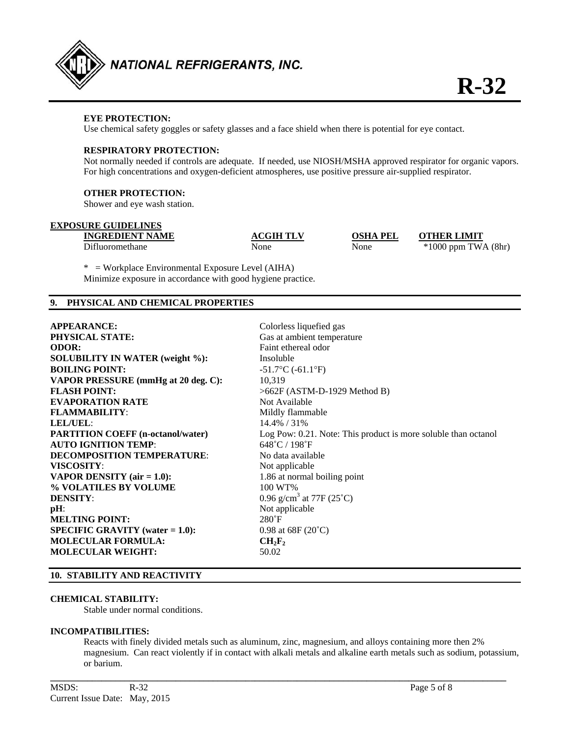**EYE PROTECTION:**
Use chemical safety goggles or safety glasses and a face shield when there is potential for eye contact.

**RESPIRATORY PROTECTION:**
Not normally needed if controls are adequate. If needed, use NIOSH/MSHA approved respirator for organic vapors. For high concentrations and oxygen-deficient atmospheres, use positive pressure air-supplied respirator.

**OTHER PROTECTION:**
Shower and eye wash station.

**EXPOSURE GUIDELINES**

| INGREDIENT NAME | ACGIH TLV | OSHA PEL | OTHER LIMIT |
|---|---|---|---|
| Difluoromethane | None | None | *1000 ppm TWA (8hr) |

* = Workplace Environmental Exposure Level (AIHA)
Minimize exposure in accordance with good hygiene practice.

## 9. PHYSICAL AND CHEMICAL PROPERTIES

| | |
|---|---|
| **APPEARANCE:** | Colorless liquefied gas |
| **PHYSICAL STATE:** | Gas at ambient temperature |
| **ODOR:** | Faint ethereal odor |
| **SOLUBILITY IN WATER (weight %):** | Insoluble |
| **BOILING POINT:** | -51.7°C (-61.1°F) |
| **VAPOR PRESSURE (mmHg at 20 deg. C):** | 10,319 |
| **FLASH POINT:** | >662F (ASTM-D-1929 Method B) |
| **EVAPORATION RATE** | Not Available |
| **FLAMMABILITY**: | Mildly flammable |
| **LEL/UEL**: | 14.4% / 31% |
| **PARTITION COEFF (n-octanol/water)** | Log Pow: 0.21. Note: This product is more soluble than octanol |
| **AUTO IGNITION TEMP**: | 648˚C / 198˚F |
| **DECOMPOSITION TEMPERATURE**: | No data available |
| **VISCOSITY**: | Not applicable |
| **VAPOR DENSITY (air = 1.0):** | 1.86 at normal boiling point |
| **% VOLATILES BY VOLUME** | 100 WT% |
| **DENSITY**: | 0.96 g/cm$^3$ at 77F (25˚C) |
| **pH**: | Not applicable |
| **MELTING POINT:** | 280˚F |
| **SPECIFIC GRAVITY (water = 1.0):** | 0.98 at 68F (20˚C) |
| **MOLECULAR FORMULA:** | **$CH_2F_2$** |
| **MOLECULAR WEIGHT:** | 50.02 |

## 10. STABILITY AND REACTIVITY

**CHEMICAL STABILITY:**
Stable under normal conditions.

**INCOMPATIBILITIES:**
Reacts with finely divided metals such as aluminum, zinc, magnesium, and alloys containing more then 2% magnesium. Can react violently if in contact with alkali metals and alkaline earth metals such as sodium, potassium, or barium.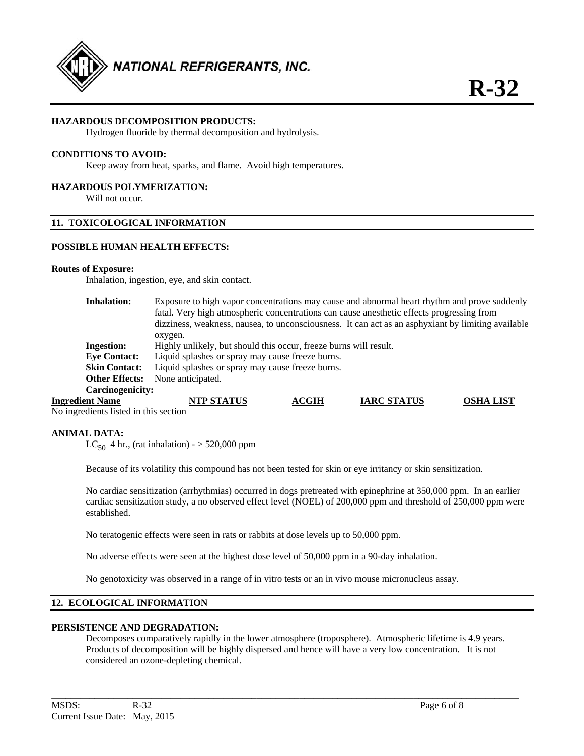**HAZARDOUS DECOMPOSITION PRODUCTS:**

Hydrogen fluoride by thermal decomposition and hydrolysis.

**CONDITIONS TO AVOID:**

Keep away from heat, sparks, and flame. Avoid high temperatures.

**HAZARDOUS POLYMERIZATION:**

Will not occur.

## 11. TOXICOLOGICAL INFORMATION

**POSSIBLE HUMAN HEALTH EFFECTS:**

**Routes of Exposure:**

Inhalation, ingestion, eye, and skin contact.

**Inhalation:** Exposure to high vapor concentrations may cause and abnormal heart rhythm and prove suddenly fatal. Very high atmospheric concentrations can cause anesthetic effects progressing from dizziness, weakness, nausea, to unconsciousness. It can act as an asphyxiant by limiting available oxygen.

**Ingestion:** Highly unlikely, but should this occur, freeze burns will result.

**Eye Contact:** Liquid splashes or spray may cause freeze burns.

**Skin Contact:** Liquid splashes or spray may cause freeze burns.

**Other Effects:** None anticipated.

**Carcinogenicity:**

| Ingredient Name | NTP STATUS | ACGIH | IARC STATUS | OSHA LIST |
|---|---|---|---|---|
| No ingredients listed in this section | | | | |

**ANIMAL DATA:**

$LC_{50}$ 4 hr., (rat inhalation) - > 520,000 ppm

Because of its volatility this compound has not been tested for skin or eye irritancy or skin sensitization.

No cardiac sensitization (arrhythmias) occurred in dogs pretreated with epinephrine at 350,000 ppm. In an earlier cardiac sensitization study, a no observed effect level (NOEL) of 200,000 ppm and threshold of 250,000 ppm were established.

No teratogenic effects were seen in rats or rabbits at dose levels up to 50,000 ppm.

No adverse effects were seen at the highest dose level of 50,000 ppm in a 90-day inhalation.

No genotoxicity was observed in a range of in vitro tests or an in vivo mouse micronucleus assay.

## 12. ECOLOGICAL INFORMATION

**PERSISTENCE AND DEGRADATION:**

Decomposes comparatively rapidly in the lower atmosphere (troposphere). Atmospheric lifetime is 4.9 years. Products of decomposition will be highly dispersed and hence will have a very low concentration. It is not considered an ozone-depleting chemical.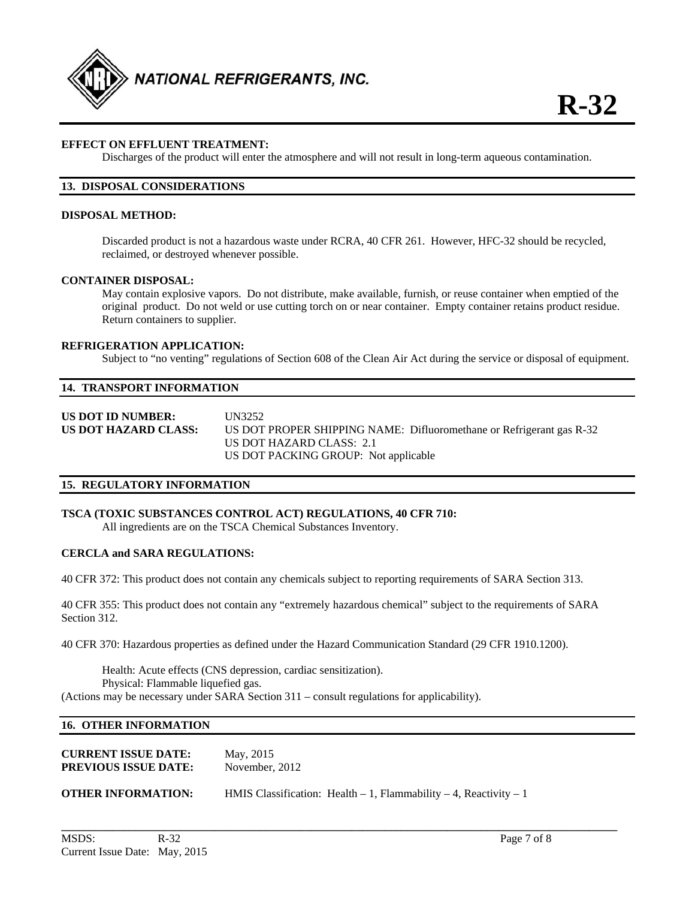**EFFECT ON EFFLUENT TREATMENT:**

Discharges of the product will enter the atmosphere and will not result in long-term aqueous contamination.

## 13. DISPOSAL CONSIDERATIONS

**DISPOSAL METHOD:**

Discarded product is not a hazardous waste under RCRA, 40 CFR 261. However, HFC-32 should be recycled, reclaimed, or destroyed whenever possible.

**CONTAINER DISPOSAL:**

May contain explosive vapors. Do not distribute, make available, furnish, or reuse container when emptied of the original product. Do not weld or use cutting torch on or near container. Empty container retains product residue. Return containers to supplier.

**REFRIGERATION APPLICATION:**

Subject to "no venting" regulations of Section 608 of the Clean Air Act during the service or disposal of equipment.

## 14. TRANSPORT INFORMATION

**US DOT ID NUMBER:** UN3252

**US DOT HAZARD CLASS:** US DOT PROPER SHIPPING NAME: Difluoromethane or Refrigerant gas R-32
US DOT HAZARD CLASS: 2.1
US DOT PACKING GROUP: Not applicable

## 15. REGULATORY INFORMATION

**TSCA (TOXIC SUBSTANCES CONTROL ACT) REGULATIONS, 40 CFR 710:**

All ingredients are on the TSCA Chemical Substances Inventory.

**CERCLA and SARA REGULATIONS:**

40 CFR 372: This product does not contain any chemicals subject to reporting requirements of SARA Section 313.

40 CFR 355: This product does not contain any "extremely hazardous chemical" subject to the requirements of SARA Section 312.

40 CFR 370: Hazardous properties as defined under the Hazard Communication Standard (29 CFR 1910.1200).

Health: Acute effects (CNS depression, cardiac sensitization).
Physical: Flammable liquefied gas.
(Actions may be necessary under SARA Section 311 – consult regulations for applicability).

## 16. OTHER INFORMATION

**CURRENT ISSUE DATE:** May, 2015
**PREVIOUS ISSUE DATE:** November, 2012

**OTHER INFORMATION:** HMIS Classification: Health – 1, Flammability – 4, Reactivity – 1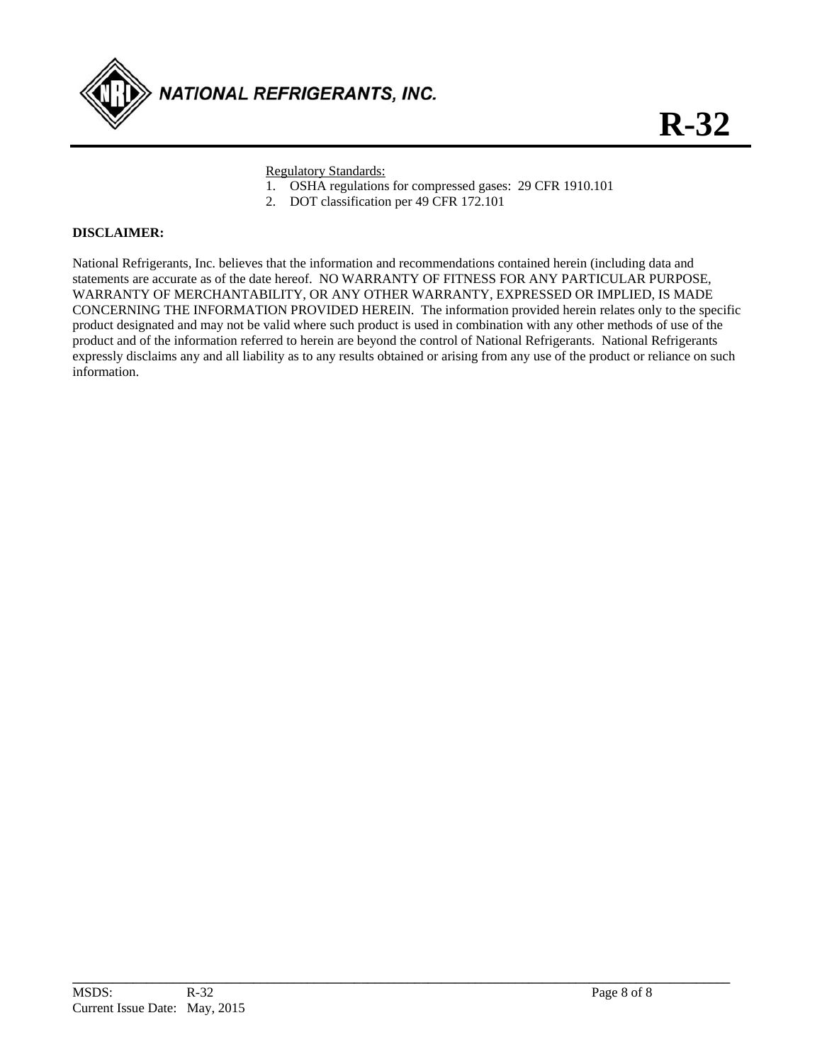Regulatory Standards:

1. OSHA regulations for compressed gases: 29 CFR 1910.101
2. DOT classification per 49 CFR 172.101

**DISCLAIMER:**

National Refrigerants, Inc. believes that the information and recommendations contained herein (including data and statements are accurate as of the date hereof. NO WARRANTY OF FITNESS FOR ANY PARTICULAR PURPOSE, WARRANTY OF MERCHANTABILITY, OR ANY OTHER WARRANTY, EXPRESSED OR IMPLIED, IS MADE CONCERNING THE INFORMATION PROVIDED HEREIN. The information provided herein relates only to the specific product designated and may not be valid where such product is used in combination with any other methods of use of the product and of the information referred to herein are beyond the control of National Refrigerants. National Refrigerants expressly disclaims any and all liability as to any results obtained or arising from any use of the product or reliance on such information.